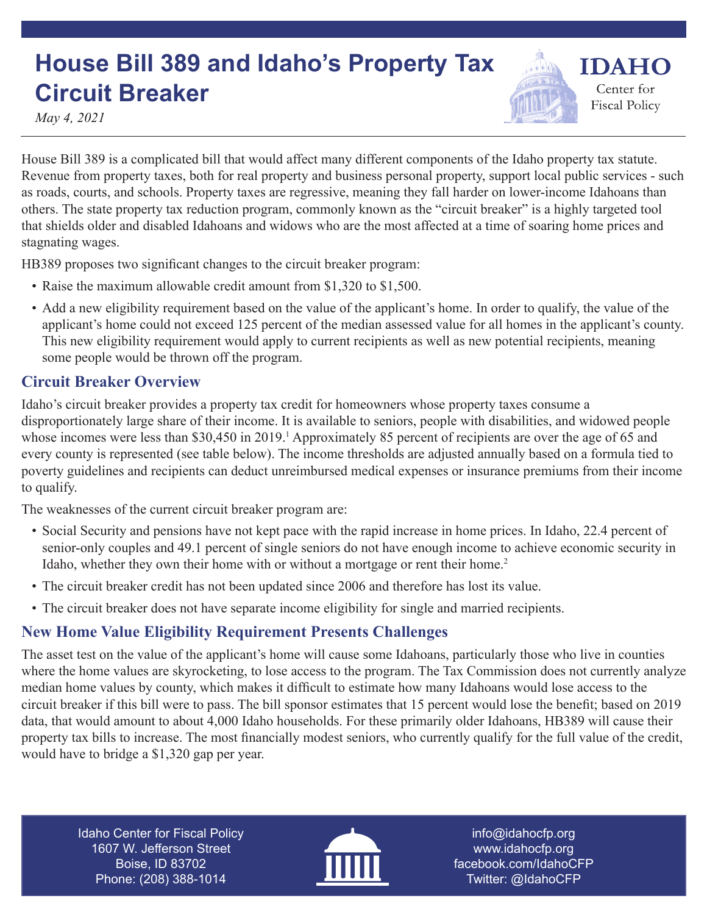# House Bill 389 and Idaho's Property Tax Circuit Breaker

*May 4, 2021*

House Bill 389 is a complicated bill that would affect many different components of the Idaho property tax statute. Revenue from property taxes, both for real property and business personal property, support local public services - such as roads, courts, and schools. Property taxes are regressive, meaning they fall harder on lower-income Idahoans than others. The state property tax reduction program, commonly known as the "circuit breaker" is a highly targeted tool that shields older and disabled Idahoans and widows who are the most affected at a time of soaring home prices and stagnating wages.

HB389 proposes two significant changes to the circuit breaker program:

- Raise the maximum allowable credit amount from $1,320 to $1,500.
- Add a new eligibility requirement based on the value of the applicant's home. In order to qualify, the value of the applicant's home could not exceed 125 percent of the median assessed value for all homes in the applicant's county. This new eligibility requirement would apply to current recipients as well as new potential recipients, meaning some people would be thrown off the program.

## Circuit Breaker Overview

Idaho's circuit breaker provides a property tax credit for homeowners whose property taxes consume a disproportionately large share of their income. It is available to seniors, people with disabilities, and widowed people whose incomes were less than $30,450 in 2019.[1] Approximately 85 percent of recipients are over the age of 65 and every county is represented (see table below). The income thresholds are adjusted annually based on a formula tied to poverty guidelines and recipients can deduct unreimbursed medical expenses or insurance premiums from their income to qualify.

The weaknesses of the current circuit breaker program are:

- Social Security and pensions have not kept pace with the rapid increase in home prices. In Idaho, 22.4 percent of senior-only couples and 49.1 percent of single seniors do not have enough income to achieve economic security in Idaho, whether they own their home with or without a mortgage or rent their home.[2]
- The circuit breaker credit has not been updated since 2006 and therefore has lost its value.
- The circuit breaker does not have separate income eligibility for single and married recipients.

## New Home Value Eligibility Requirement Presents Challenges

The asset test on the value of the applicant's home will cause some Idahoans, particularly those who live in counties where the home values are skyrocketing, to lose access to the program. The Tax Commission does not currently analyze median home values by county, which makes it difficult to estimate how many Idahoans would lose access to the circuit breaker if this bill were to pass. The bill sponsor estimates that 15 percent would lose the benefit; based on 2019 data, that would amount to about 4,000 Idaho households. For these primarily older Idahoans, HB389 will cause their property tax bills to increase. The most financially modest seniors, who currently qualify for the full value of the credit, would have to bridge a $1,320 gap per year.

Idaho Center for Fiscal Policy
1607 W. Jefferson Street
Boise, ID 83702
Phone: (208) 388-1014

info@idahocfp.org
www.idahocfp.org
facebook.com/IdahoCFP
Twitter: @IdahoCFP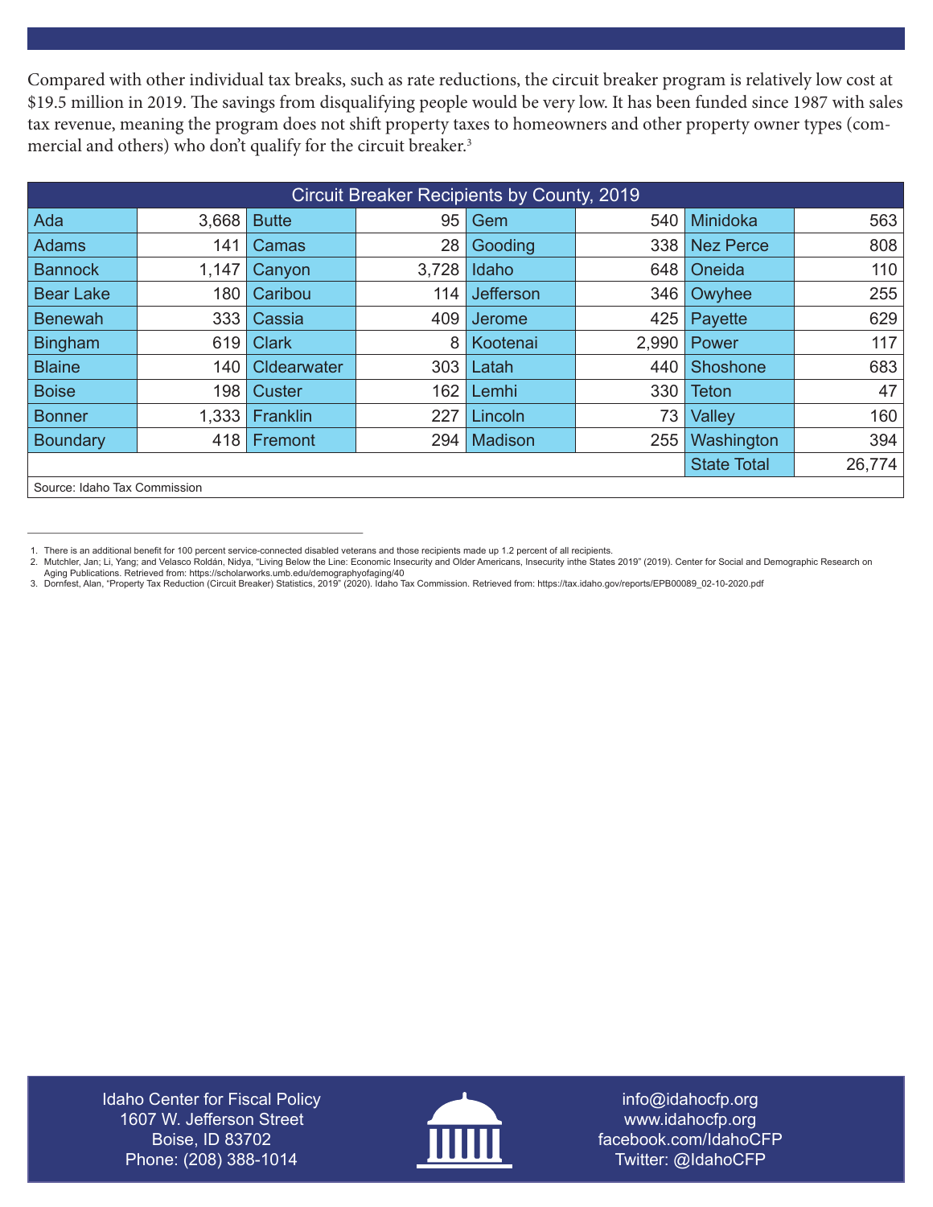Compared with other individual tax breaks, such as rate reductions, the circuit breaker program is relatively low cost at $19.5 million in 2019. The savings from disqualifying people would be very low. It has been funded since 1987 with sales tax revenue, meaning the program does not shift property taxes to homeowners and other property owner types (commercial and others) who don't qualify for the circuit breaker.[3]

| Circuit Breaker Recipients by County, 2019 | | | | | | | |
|---|---|---|---|---|---|---|---|
| Ada | 3,668 | Butte | 95 | Gem | 540 | Minidoka | 563 |
| Adams | 141 | Camas | 28 | Gooding | 338 | Nez Perce | 808 |
| Bannock | 1,147 | Canyon | 3,728 | Idaho | 648 | Oneida | 110 |
| Bear Lake | 180 | Caribou | 114 | Jefferson | 346 | Owyhee | 255 |
| Benewah | 333 | Cassia | 409 | Jerome | 425 | Payette | 629 |
| Bingham | 619 | Clark | 8 | Kootenai | 2,990 | Power | 117 |
| Blaine | 140 | Cldearwater | 303 | Latah | 440 | Shoshone | 683 |
| Boise | 198 | Custer | 162 | Lemhi | 330 | Teton | 47 |
| Bonner | 1,333 | Franklin | 227 | Lincoln | 73 | Valley | 160 |
| Boundary | 418 | Fremont | 294 | Madison | 255 | Washington | 394 |
| | | | | | | State Total | 26,774 |

Source: Idaho Tax Commission

1. There is an additional benefit for 100 percent service-connected disabled veterans and those recipients made up 1.2 percent of all recipients.
2. Mutchler, Jan; Li, Yang; and Velasco Roldán, Nidya, "Living Below the Line: Economic Insecurity and Older Americans, Insecurity inthe States 2019" (2019). Center for Social and Demographic Research on Aging Publications. Retrieved from: https://scholarworks.umb.edu/demographyofaging/40
3. Dornfest, Alan, "Property Tax Reduction (Circuit Breaker) Statistics, 2019" (2020). Idaho Tax Commission. Retrieved from: https://tax.idaho.gov/reports/EPB00089_02-10-2020.pdf

Idaho Center for Fiscal Policy
1607 W. Jefferson Street
Boise, ID 83702
Phone: (208) 388-1014

info@idahocfp.org
www.idahocfp.org
facebook.com/IdahoCFP
Twitter: @IdahoCFP